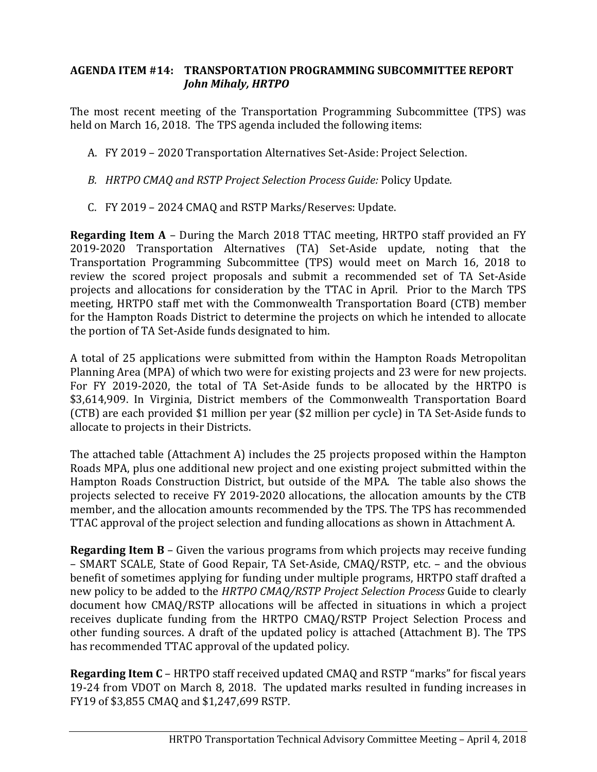**AGENDA ITEM #14: TRANSPORTATION PROGRAMMING SUBCOMMITTEE REPORT**
***John Mihaly, HRTPO***

The most recent meeting of the Transportation Programming Subcommittee (TPS) was held on March 16, 2018. The TPS agenda included the following items:

A. FY 2019 – 2020 Transportation Alternatives Set-Aside: Project Selection.

*B. HRTPO CMAQ and RSTP Project Selection Process Guide:* Policy Update*.*

C. FY 2019 – 2024 CMAQ and RSTP Marks/Reserves: Update.

**Regarding Item A** – During the March 2018 TTAC meeting, HRTPO staff provided an FY 2019-2020 Transportation Alternatives (TA) Set-Aside update, noting that the Transportation Programming Subcommittee (TPS) would meet on March 16, 2018 to review the scored project proposals and submit a recommended set of TA Set-Aside projects and allocations for consideration by the TTAC in April. Prior to the March TPS meeting, HRTPO staff met with the Commonwealth Transportation Board (CTB) member for the Hampton Roads District to determine the projects on which he intended to allocate the portion of TA Set-Aside funds designated to him.

A total of 25 applications were submitted from within the Hampton Roads Metropolitan Planning Area (MPA) of which two were for existing projects and 23 were for new projects. For FY 2019-2020, the total of TA Set-Aside funds to be allocated by the HRTPO is $3,614,909. In Virginia, District members of the Commonwealth Transportation Board (CTB) are each provided $1 million per year ($2 million per cycle) in TA Set-Aside funds to allocate to projects in their Districts.

The attached table (Attachment A) includes the 25 projects proposed within the Hampton Roads MPA, plus one additional new project and one existing project submitted within the Hampton Roads Construction District, but outside of the MPA. The table also shows the projects selected to receive FY 2019-2020 allocations, the allocation amounts by the CTB member, and the allocation amounts recommended by the TPS. The TPS has recommended TTAC approval of the project selection and funding allocations as shown in Attachment A.

**Regarding Item B** – Given the various programs from which projects may receive funding – SMART SCALE, State of Good Repair, TA Set-Aside, CMAQ/RSTP, etc. – and the obvious benefit of sometimes applying for funding under multiple programs, HRTPO staff drafted a new policy to be added to the *HRTPO CMAQ/RSTP Project Selection Process* Guide to clearly document how CMAQ/RSTP allocations will be affected in situations in which a project receives duplicate funding from the HRTPO CMAQ/RSTP Project Selection Process and other funding sources. A draft of the updated policy is attached (Attachment B). The TPS has recommended TTAC approval of the updated policy.

**Regarding Item C** – HRTPO staff received updated CMAQ and RSTP "marks" for fiscal years 19-24 from VDOT on March 8, 2018. The updated marks resulted in funding increases in FY19 of $3,855 CMAQ and $1,247,699 RSTP.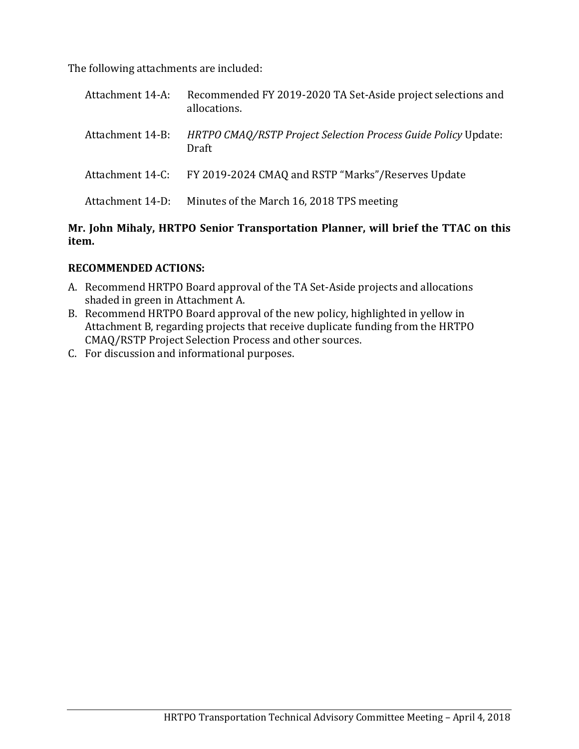The following attachments are included:

| | |
|---|---|
| Attachment 14-A: | Recommended FY 2019-2020 TA Set-Aside project selections and allocations. |
| Attachment 14-B: | *HRTPO CMAQ/RSTP Project Selection Process Guide Policy* Update: Draft |
| Attachment 14-C: | FY 2019-2024 CMAQ and RSTP "Marks"/Reserves Update |
| Attachment 14-D: | Minutes of the March 16, 2018 TPS meeting |

**Mr. John Mihaly, HRTPO Senior Transportation Planner, will brief the TTAC on this item.**

**RECOMMENDED ACTIONS:**

A. Recommend HRTPO Board approval of the TA Set-Aside projects and allocations shaded in green in Attachment A.
B. Recommend HRTPO Board approval of the new policy, highlighted in yellow in Attachment B, regarding projects that receive duplicate funding from the HRTPO CMAQ/RSTP Project Selection Process and other sources.
C. For discussion and informational purposes.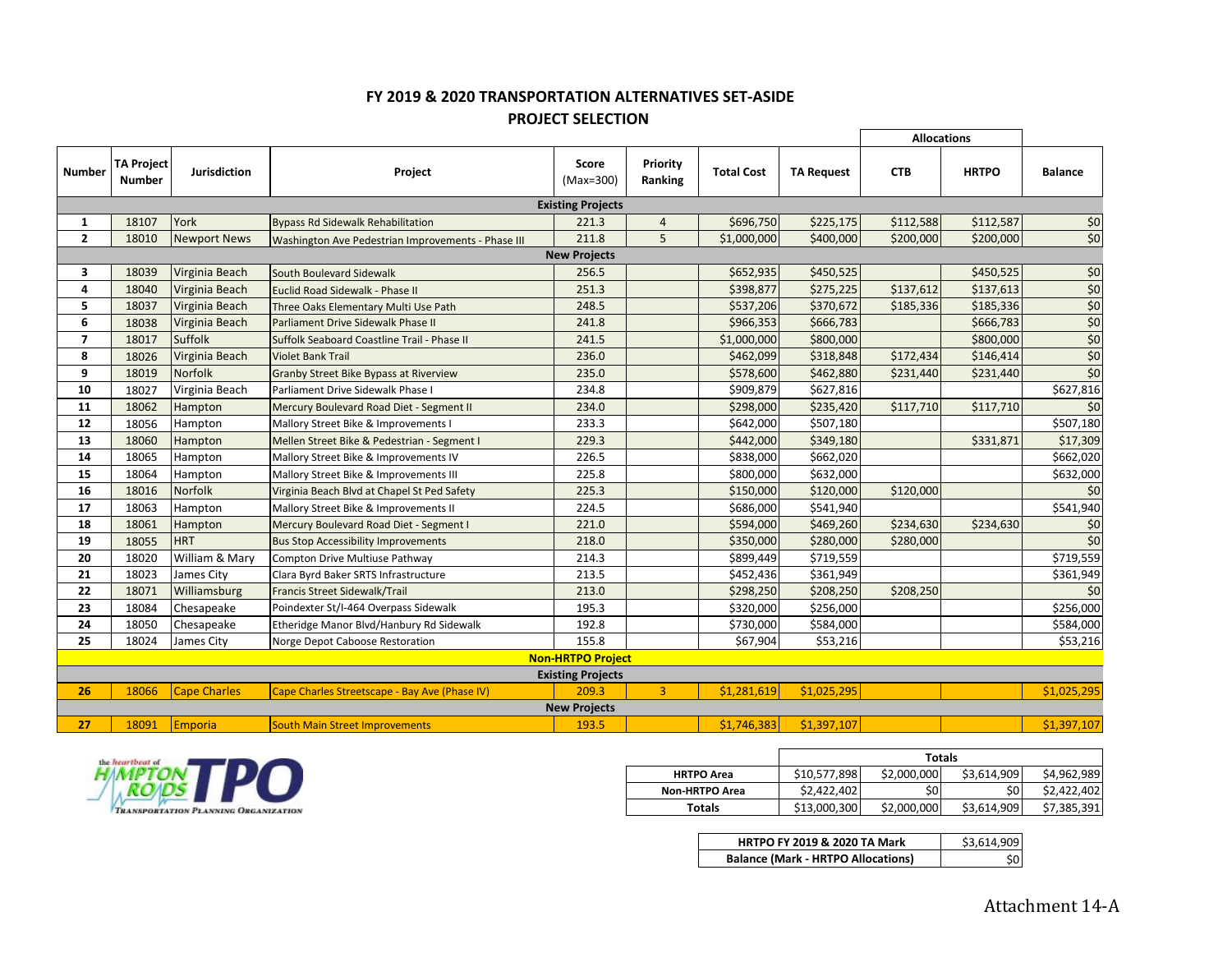# FY 2019 & 2020 TRANSPORTATION ALTERNATIVES SET-ASIDE
## PROJECT SELECTION

| Number | TA Project Number | Jurisdiction | Project | Score (Max=300) | Priority Ranking | Total Cost | TA Request | Allocations CTB | Allocations HRTPO | Balance |
|---|---|---|---|---|---|---|---|---|---|---|
| **Existing Projects** | | | | | | | | | | |
| 1 | 18107 | York | Bypass Rd Sidewalk Rehabilitation | 221.3 | 4 | $696,750 | $225,175 | $112,588 | $112,587 | $0 |
| 2 | 18010 | Newport News | Washington Ave Pedestrian Improvements - Phase III | 211.8 | 5 | $1,000,000 | $400,000 | $200,000 | $200,000 | $0 |
| **New Projects** | | | | | | | | | | |
| 3 | 18039 | Virginia Beach | South Boulevard Sidewalk | 256.5 | | $652,935 | $450,525 | | $450,525 | $0 |
| 4 | 18040 | Virginia Beach | Euclid Road Sidewalk - Phase II | 251.3 | | $398,877 | $275,225 | $137,612 | $137,613 | $0 |
| 5 | 18037 | Virginia Beach | Three Oaks Elementary Multi Use Path | 248.5 | | $537,206 | $370,672 | $185,336 | $185,336 | $0 |
| 6 | 18038 | Virginia Beach | Parliament Drive Sidewalk Phase II | 241.8 | | $966,353 | $666,783 | | $666,783 | $0 |
| 7 | 18017 | Suffolk | Suffolk Seaboard Coastline Trail - Phase II | 241.5 | | $1,000,000 | $800,000 | | $800,000 | $0 |
| 8 | 18026 | Virginia Beach | Violet Bank Trail | 236.0 | | $462,099 | $318,848 | $172,434 | $146,414 | $0 |
| 9 | 18019 | Norfolk | Granby Street Bike Bypass at Riverview | 235.0 | | $578,600 | $462,880 | $231,440 | $231,440 | $0 |
| 10 | 18027 | Virginia Beach | Parliament Drive Sidewalk Phase I | 234.8 | | $909,879 | $627,816 | | | $627,816 |
| 11 | 18062 | Hampton | Mercury Boulevard Road Diet - Segment II | 234.0 | | $298,000 | $235,420 | $117,710 | $117,710 | $0 |
| 12 | 18056 | Hampton | Mallory Street Bike & Improvements I | 233.3 | | $642,000 | $507,180 | | | $507,180 |
| 13 | 18060 | Hampton | Mellen Street Bike & Pedestrian - Segment I | 229.3 | | $442,000 | $349,180 | | $331,871 | $17,309 |
| 14 | 18065 | Hampton | Mallory Street Bike & Improvements IV | 226.5 | | $838,000 | $662,020 | | | $662,020 |
| 15 | 18064 | Hampton | Mallory Street Bike & Improvements III | 225.8 | | $800,000 | $632,000 | | | $632,000 |
| 16 | 18016 | Norfolk | Virginia Beach Blvd at Chapel St Ped Safety | 225.3 | | $150,000 | $120,000 | $120,000 | | $0 |
| 17 | 18063 | Hampton | Mallory Street Bike & Improvements II | 224.5 | | $686,000 | $541,940 | | | $541,940 |
| 18 | 18061 | Hampton | Mercury Boulevard Road Diet - Segment I | 221.0 | | $594,000 | $469,260 | $234,630 | $234,630 | $0 |
| 19 | 18055 | HRT | Bus Stop Accessibility Improvements | 218.0 | | $350,000 | $280,000 | $280,000 | | $0 |
| 20 | 18020 | William & Mary | Compton Drive Multiuse Pathway | 214.3 | | $899,449 | $719,559 | | | $719,559 |
| 21 | 18023 | James City | Clara Byrd Baker SRTS Infrastructure | 213.5 | | $452,436 | $361,949 | | | $361,949 |
| 22 | 18071 | Williamsburg | Francis Street Sidewalk/Trail | 213.0 | | $298,250 | $208,250 | $208,250 | | $0 |
| 23 | 18084 | Chesapeake | Poindexter St/I-464 Overpass Sidewalk | 195.3 | | $320,000 | $256,000 | | | $256,000 |
| 24 | 18050 | Chesapeake | Etheridge Manor Blvd/Hanbury Rd Sidewalk | 192.8 | | $730,000 | $584,000 | | | $584,000 |
| 25 | 18024 | James City | Norge Depot Caboose Restoration | 155.8 | | $67,904 | $53,216 | | | $53,216 |
| **Non-HRTPO Project** | | | | | | | | | | |
| **Existing Projects** | | | | | | | | | | |
| 26 | 18066 | Cape Charles | Cape Charles Streetscape - Bay Ave (Phase IV) | 209.3 | 3 | $1,281,619 | $1,025,295 | | | $1,025,295 |
| **New Projects** | | | | | | | | | | |
| 27 | 18091 | Emporia | South Main Street Improvements | 193.5 | | $1,746,383 | $1,397,107 | | | $1,397,107 |

the heartbeat of HAMPTON ROADS TPO
TRANSPORTATION PLANNING ORGANIZATION

| | Totals | | | |
|---|---|---|---|---|
| **HRTPO Area** | $10,577,898 | $2,000,000 | $3,614,909 | $4,962,989 |
| **Non-HRTPO Area** | $2,422,402 | $0 | $0 | $2,422,402 |
| **Totals** | $13,000,300 | $2,000,000 | $3,614,909 | $7,385,391 |

| | |
|---|---|
| **HRTPO FY 2019 & 2020 TA Mark** | $3,614,909 |
| **Balance (Mark - HRTPO Allocations)** | $0 |

Attachment 14-A